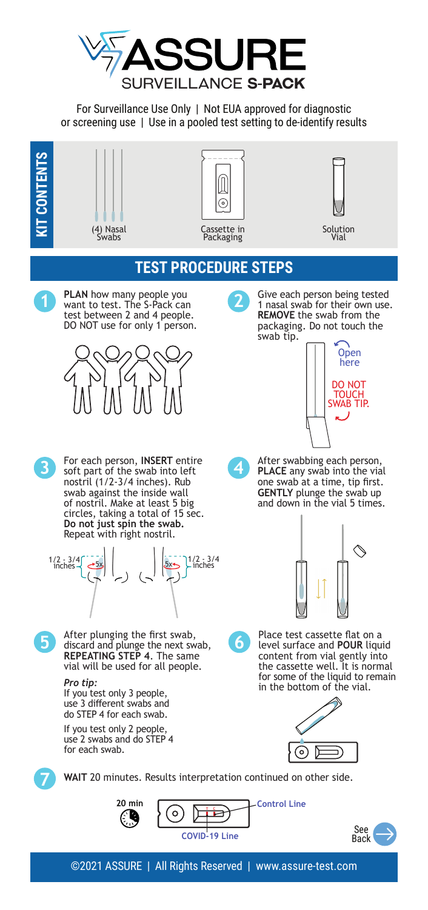# ASSURE

## SURVEILLANCE S-PACK

For Surveillance Use Only | Not EUA approved for diagnostic or screening use | Use in a pooled test setting to de-identify results

## KIT CONTENTS

- (4) Nasal Swabs
- Cassette in Packaging
- Solution Vial

## TEST PROCEDURE STEPS

**1** **PLAN** how many people you want to test. The S-Pack can test between 2 and 4 people. DO NOT use for only 1 person.

**2** Give each person being tested 1 nasal swab for their own use. **REMOVE** the swab from the packaging. Do not touch the swab tip.

Open here

DO NOT TOUCH SWAB TIP.

**3** For each person, **INSERT** entire soft part of the swab into left nostril (1/2-3/4 inches). Rub swab against the inside wall of nostril. Make at least 5 big circles, taking a total of 15 sec. **Do not just spin the swab.** Repeat with right nostril.

1/2 - 3/4 inches 5x | 5x 1/2 - 3/4 inches

**4** After swabbing each person, **PLACE** any swab into the vial one swab at a time, tip first. **GENTLY** plunge the swab up and down in the vial 5 times.

**5** After plunging the first swab, discard and plunge the next swab, **REPEATING STEP 4**. The same vial will be used for all people.

***Pro tip:***
If you test only 3 people, use 3 different swabs and do STEP 4 for each swab.

If you test only 2 people, use 2 swabs and do STEP 4 for each swab.

**6** Place test cassette flat on a level surface and **POUR** liquid content from vial gently into the cassette well. It is normal for some of the liquid to remain in the bottom of the vial.

**7** **WAIT** 20 minutes. Results interpretation continued on other side.

20 min

Control Line

COVID-19 Line

See Back

©2021 ASSURE | All Rights Reserved | www.assure-test.com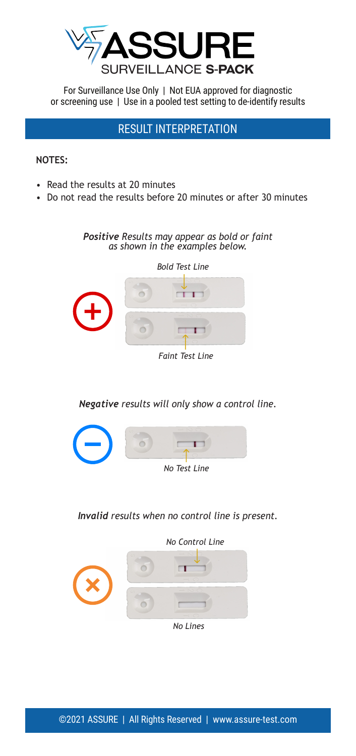# ASSURE SURVEILLANCE S-PACK

For Surveillance Use Only | Not EUA approved for diagnostic or screening use | Use in a pooled test setting to de-identify results

## RESULT INTERPRETATION

**NOTES:**

- Read the results at 20 minutes
- Do not read the results before 20 minutes or after 30 minutes

***Positive*** *Results may appear as bold or faint as shown in the examples below.*

*Bold Test Line*

*Faint Test Line*

***Negative*** *results will only show a control line.*

*No Test Line*

***Invalid*** *results when no control line is present.*

*No Control Line*

*No Lines*

©2021 ASSURE | All Rights Reserved | www.assure-test.com